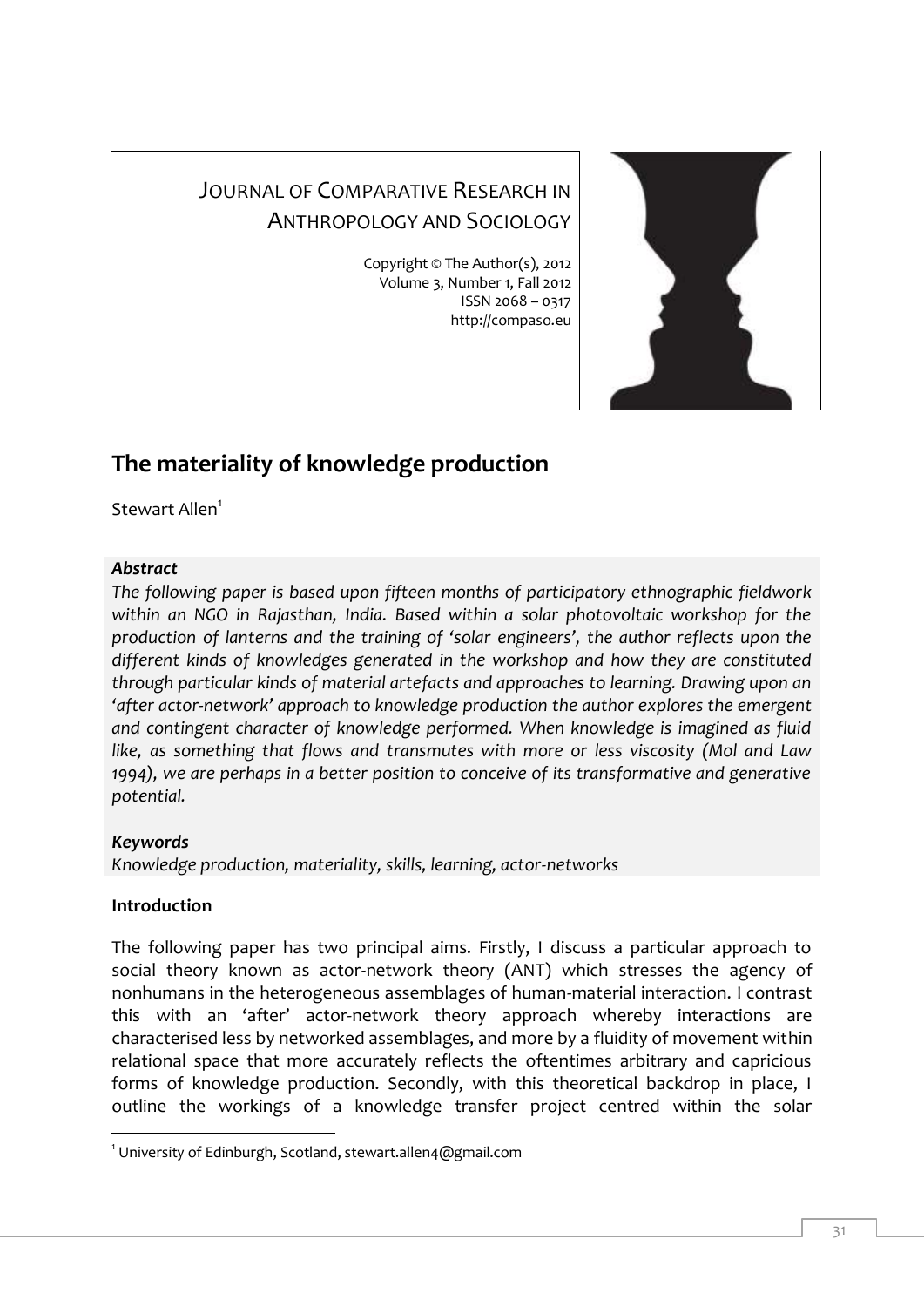JOURNAL OF COMPARATIVE RESEARCH IN ANTHROPOLOGY AND SOCIOLOGY

Copyright © The Author(s), 2012
Volume 3, Number 1, Fall 2012
ISSN 2068 – 0317
http://compaso.eu

# The materiality of knowledge production

Stewart Allen[1]

***Abstract***

*The following paper is based upon fifteen months of participatory ethnographic fieldwork within an NGO in Rajasthan, India. Based within a solar photovoltaic workshop for the production of lanterns and the training of 'solar engineers', the author reflects upon the different kinds of knowledges generated in the workshop and how they are constituted through particular kinds of material artefacts and approaches to learning. Drawing upon an 'after actor-network' approach to knowledge production the author explores the emergent and contingent character of knowledge performed. When knowledge is imagined as fluid like, as something that flows and transmutes with more or less viscosity (Mol and Law 1994), we are perhaps in a better position to conceive of its transformative and generative potential.*

***Keywords***

*Knowledge production, materiality, skills, learning, actor-networks*

**Introduction**

The following paper has two principal aims. Firstly, I discuss a particular approach to social theory known as actor-network theory (ANT) which stresses the agency of nonhumans in the heterogeneous assemblages of human-material interaction. I contrast this with an 'after' actor-network theory approach whereby interactions are characterised less by networked assemblages, and more by a fluidity of movement within relational space that more accurately reflects the oftentimes arbitrary and capricious forms of knowledge production. Secondly, with this theoretical backdrop in place, I outline the workings of a knowledge transfer project centred within the solar

[1] University of Edinburgh, Scotland, stewart.allen4@gmail.com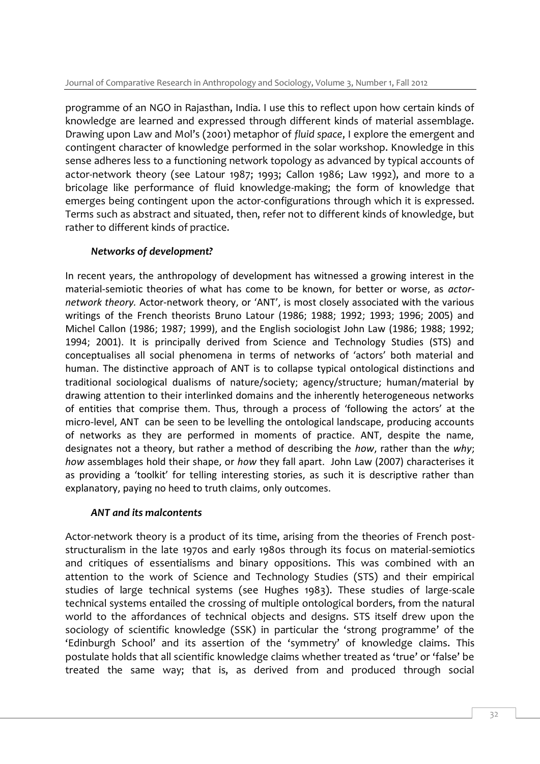programme of an NGO in Rajasthan, India. I use this to reflect upon how certain kinds of knowledge are learned and expressed through different kinds of material assemblage. Drawing upon Law and Mol's (2001) metaphor of *fluid space*, I explore the emergent and contingent character of knowledge performed in the solar workshop. Knowledge in this sense adheres less to a functioning network topology as advanced by typical accounts of actor-network theory (see Latour 1987; 1993; Callon 1986; Law 1992), and more to a bricolage like performance of fluid knowledge-making; the form of knowledge that emerges being contingent upon the actor-configurations through which it is expressed. Terms such as abstract and situated, then, refer not to different kinds of knowledge, but rather to different kinds of practice.

### *Networks of development?*

In recent years, the anthropology of development has witnessed a growing interest in the material-semiotic theories of what has come to be known, for better or worse, as *actor-network theory.* Actor-network theory, or 'ANT', is most closely associated with the various writings of the French theorists Bruno Latour (1986; 1988; 1992; 1993; 1996; 2005) and Michel Callon (1986; 1987; 1999), and the English sociologist John Law (1986; 1988; 1992; 1994; 2001). It is principally derived from Science and Technology Studies (STS) and conceptualises all social phenomena in terms of networks of 'actors' both material and human. The distinctive approach of ANT is to collapse typical ontological distinctions and traditional sociological dualisms of nature/society; agency/structure; human/material by drawing attention to their interlinked domains and the inherently heterogeneous networks of entities that comprise them. Thus, through a process of 'following the actors' at the micro-level, ANT can be seen to be levelling the ontological landscape, producing accounts of networks as they are performed in moments of practice. ANT, despite the name, designates not a theory, but rather a method of describing the *how*, rather than the *why*; *how* assemblages hold their shape, or *how* they fall apart. John Law (2007) characterises it as providing a 'toolkit' for telling interesting stories, as such it is descriptive rather than explanatory, paying no heed to truth claims, only outcomes.

### *ANT and its malcontents*

Actor-network theory is a product of its time, arising from the theories of French post-structuralism in the late 1970s and early 1980s through its focus on material-semiotics and critiques of essentialisms and binary oppositions. This was combined with an attention to the work of Science and Technology Studies (STS) and their empirical studies of large technical systems (see Hughes 1983). These studies of large-scale technical systems entailed the crossing of multiple ontological borders, from the natural world to the affordances of technical objects and designs. STS itself drew upon the sociology of scientific knowledge (SSK) in particular the 'strong programme' of the 'Edinburgh School' and its assertion of the 'symmetry' of knowledge claims. This postulate holds that all scientific knowledge claims whether treated as 'true' or 'false' be treated the same way; that is, as derived from and produced through social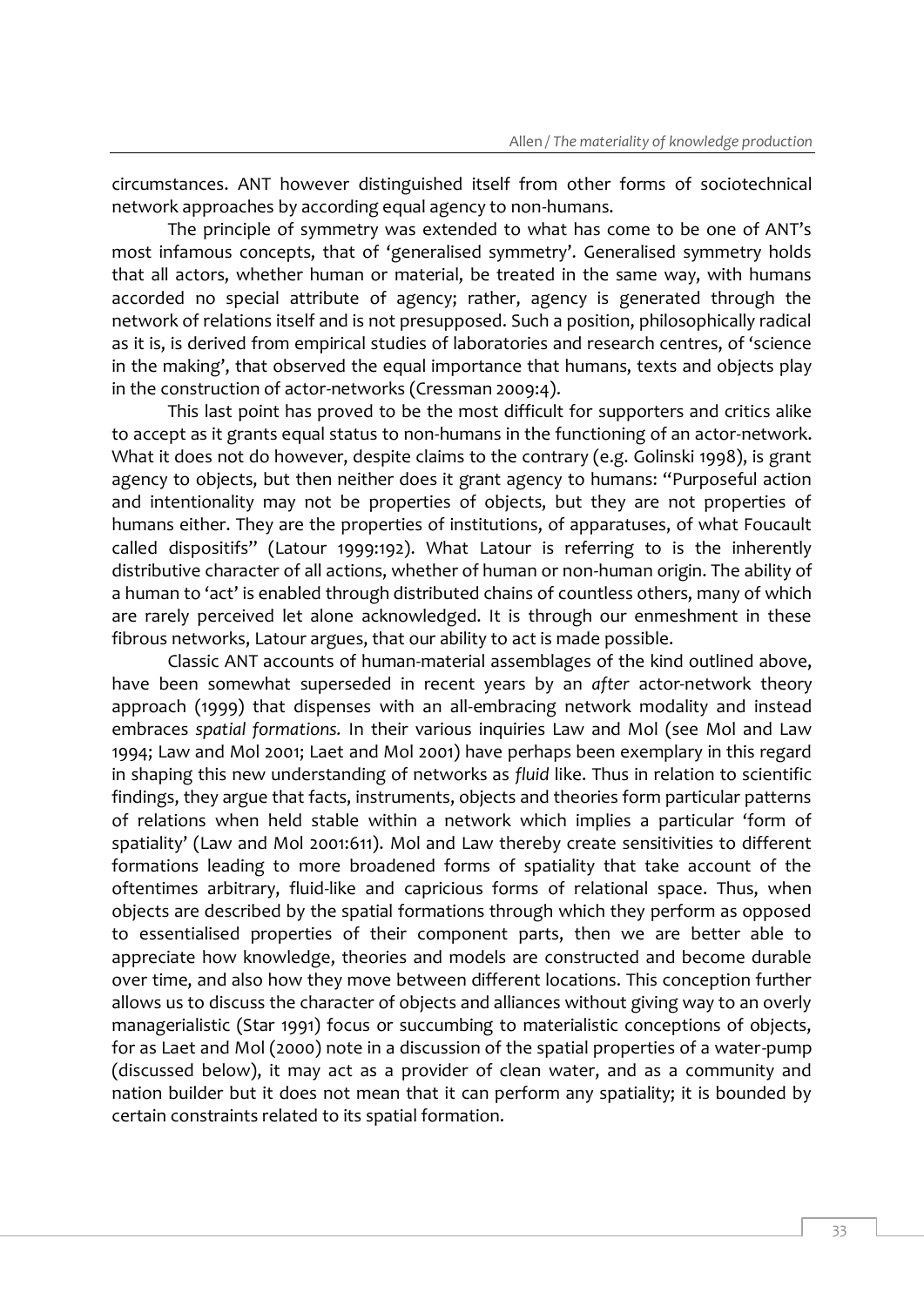circumstances. ANT however distinguished itself from other forms of sociotechnical network approaches by according equal agency to non-humans.

The principle of symmetry was extended to what has come to be one of ANT's most infamous concepts, that of 'generalised symmetry'. Generalised symmetry holds that all actors, whether human or material, be treated in the same way, with humans accorded no special attribute of agency; rather, agency is generated through the network of relations itself and is not presupposed. Such a position, philosophically radical as it is, is derived from empirical studies of laboratories and research centres, of 'science in the making', that observed the equal importance that humans, texts and objects play in the construction of actor-networks (Cressman 2009:4).

This last point has proved to be the most difficult for supporters and critics alike to accept as it grants equal status to non-humans in the functioning of an actor-network. What it does not do however, despite claims to the contrary (e.g. Golinski 1998), is grant agency to objects, but then neither does it grant agency to humans: "Purposeful action and intentionality may not be properties of objects, but they are not properties of humans either. They are the properties of institutions, of apparatuses, of what Foucault called dispositifs" (Latour 1999:192). What Latour is referring to is the inherently distributive character of all actions, whether of human or non-human origin. The ability of a human to 'act' is enabled through distributed chains of countless others, many of which are rarely perceived let alone acknowledged. It is through our enmeshment in these fibrous networks, Latour argues, that our ability to act is made possible.

Classic ANT accounts of human-material assemblages of the kind outlined above, have been somewhat superseded in recent years by an *after* actor-network theory approach (1999) that dispenses with an all-embracing network modality and instead embraces *spatial formations.* In their various inquiries Law and Mol (see Mol and Law 1994; Law and Mol 2001; Laet and Mol 2001) have perhaps been exemplary in this regard in shaping this new understanding of networks as *fluid* like. Thus in relation to scientific findings, they argue that facts, instruments, objects and theories form particular patterns of relations when held stable within a network which implies a particular 'form of spatiality' (Law and Mol 2001:611). Mol and Law thereby create sensitivities to different formations leading to more broadened forms of spatiality that take account of the oftentimes arbitrary, fluid-like and capricious forms of relational space. Thus, when objects are described by the spatial formations through which they perform as opposed to essentialised properties of their component parts, then we are better able to appreciate how knowledge, theories and models are constructed and become durable over time, and also how they move between different locations. This conception further allows us to discuss the character of objects and alliances without giving way to an overly managerialistic (Star 1991) focus or succumbing to materialistic conceptions of objects, for as Laet and Mol (2000) note in a discussion of the spatial properties of a water-pump (discussed below), it may act as a provider of clean water, and as a community and nation builder but it does not mean that it can perform any spatiality; it is bounded by certain constraints related to its spatial formation.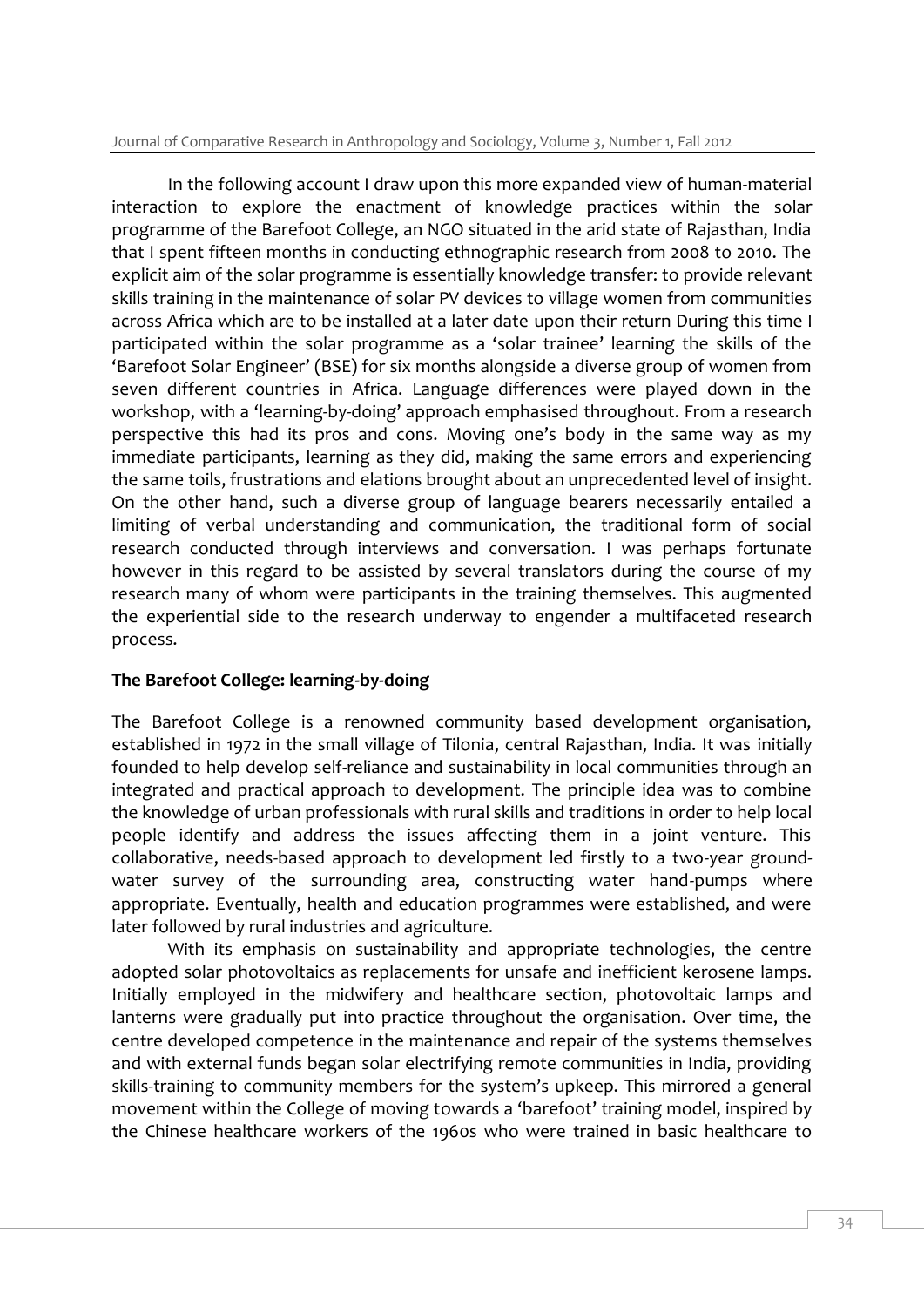In the following account I draw upon this more expanded view of human-material interaction to explore the enactment of knowledge practices within the solar programme of the Barefoot College, an NGO situated in the arid state of Rajasthan, India that I spent fifteen months in conducting ethnographic research from 2008 to 2010. The explicit aim of the solar programme is essentially knowledge transfer: to provide relevant skills training in the maintenance of solar PV devices to village women from communities across Africa which are to be installed at a later date upon their return During this time I participated within the solar programme as a 'solar trainee' learning the skills of the 'Barefoot Solar Engineer' (BSE) for six months alongside a diverse group of women from seven different countries in Africa. Language differences were played down in the workshop, with a 'learning-by-doing' approach emphasised throughout. From a research perspective this had its pros and cons. Moving one's body in the same way as my immediate participants, learning as they did, making the same errors and experiencing the same toils, frustrations and elations brought about an unprecedented level of insight. On the other hand, such a diverse group of language bearers necessarily entailed a limiting of verbal understanding and communication, the traditional form of social research conducted through interviews and conversation. I was perhaps fortunate however in this regard to be assisted by several translators during the course of my research many of whom were participants in the training themselves. This augmented the experiential side to the research underway to engender a multifaceted research process.

## The Barefoot College: learning-by-doing

The Barefoot College is a renowned community based development organisation, established in 1972 in the small village of Tilonia, central Rajasthan, India. It was initially founded to help develop self-reliance and sustainability in local communities through an integrated and practical approach to development. The principle idea was to combine the knowledge of urban professionals with rural skills and traditions in order to help local people identify and address the issues affecting them in a joint venture. This collaborative, needs-based approach to development led firstly to a two-year ground-water survey of the surrounding area, constructing water hand-pumps where appropriate. Eventually, health and education programmes were established, and were later followed by rural industries and agriculture.

With its emphasis on sustainability and appropriate technologies, the centre adopted solar photovoltaics as replacements for unsafe and inefficient kerosene lamps. Initially employed in the midwifery and healthcare section, photovoltaic lamps and lanterns were gradually put into practice throughout the organisation. Over time, the centre developed competence in the maintenance and repair of the systems themselves and with external funds began solar electrifying remote communities in India, providing skills-training to community members for the system's upkeep. This mirrored a general movement within the College of moving towards a 'barefoot' training model, inspired by the Chinese healthcare workers of the 1960s who were trained in basic healthcare to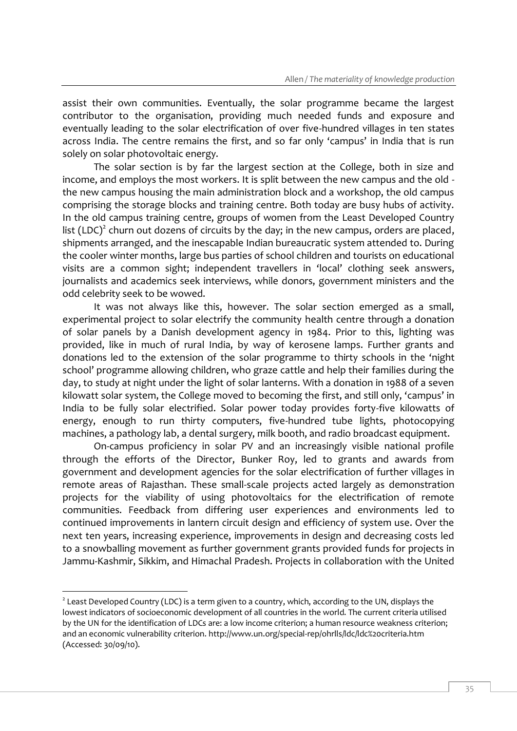assist their own communities. Eventually, the solar programme became the largest contributor to the organisation, providing much needed funds and exposure and eventually leading to the solar electrification of over five-hundred villages in ten states across India. The centre remains the first, and so far only 'campus' in India that is run solely on solar photovoltaic energy.

The solar section is by far the largest section at the College, both in size and income, and employs the most workers. It is split between the new campus and the old - the new campus housing the main administration block and a workshop, the old campus comprising the storage blocks and training centre. Both today are busy hubs of activity. In the old campus training centre, groups of women from the Least Developed Country list (LDC)[2] churn out dozens of circuits by the day; in the new campus, orders are placed, shipments arranged, and the inescapable Indian bureaucratic system attended to. During the cooler winter months, large bus parties of school children and tourists on educational visits are a common sight; independent travellers in 'local' clothing seek answers, journalists and academics seek interviews, while donors, government ministers and the odd celebrity seek to be wowed.

It was not always like this, however. The solar section emerged as a small, experimental project to solar electrify the community health centre through a donation of solar panels by a Danish development agency in 1984. Prior to this, lighting was provided, like in much of rural India, by way of kerosene lamps. Further grants and donations led to the extension of the solar programme to thirty schools in the 'night school' programme allowing children, who graze cattle and help their families during the day, to study at night under the light of solar lanterns. With a donation in 1988 of a seven kilowatt solar system, the College moved to becoming the first, and still only, 'campus' in India to be fully solar electrified. Solar power today provides forty-five kilowatts of energy, enough to run thirty computers, five-hundred tube lights, photocopying machines, a pathology lab, a dental surgery, milk booth, and radio broadcast equipment.

On-campus proficiency in solar PV and an increasingly visible national profile through the efforts of the Director, Bunker Roy, led to grants and awards from government and development agencies for the solar electrification of further villages in remote areas of Rajasthan. These small-scale projects acted largely as demonstration projects for the viability of using photovoltaics for the electrification of remote communities. Feedback from differing user experiences and environments led to continued improvements in lantern circuit design and efficiency of system use. Over the next ten years, increasing experience, improvements in design and decreasing costs led to a snowballing movement as further government grants provided funds for projects in Jammu-Kashmir, Sikkim, and Himachal Pradesh. Projects in collaboration with the United

[2] Least Developed Country (LDC) is a term given to a country, which, according to the UN, displays the lowest indicators of socioeconomic development of all countries in the world. The current criteria utilised by the UN for the identification of LDCs are: a low income criterion; a human resource weakness criterion; and an economic vulnerability criterion. http://www.un.org/special-rep/ohrlls/ldc/ldc%20criteria.htm (Accessed: 30/09/10).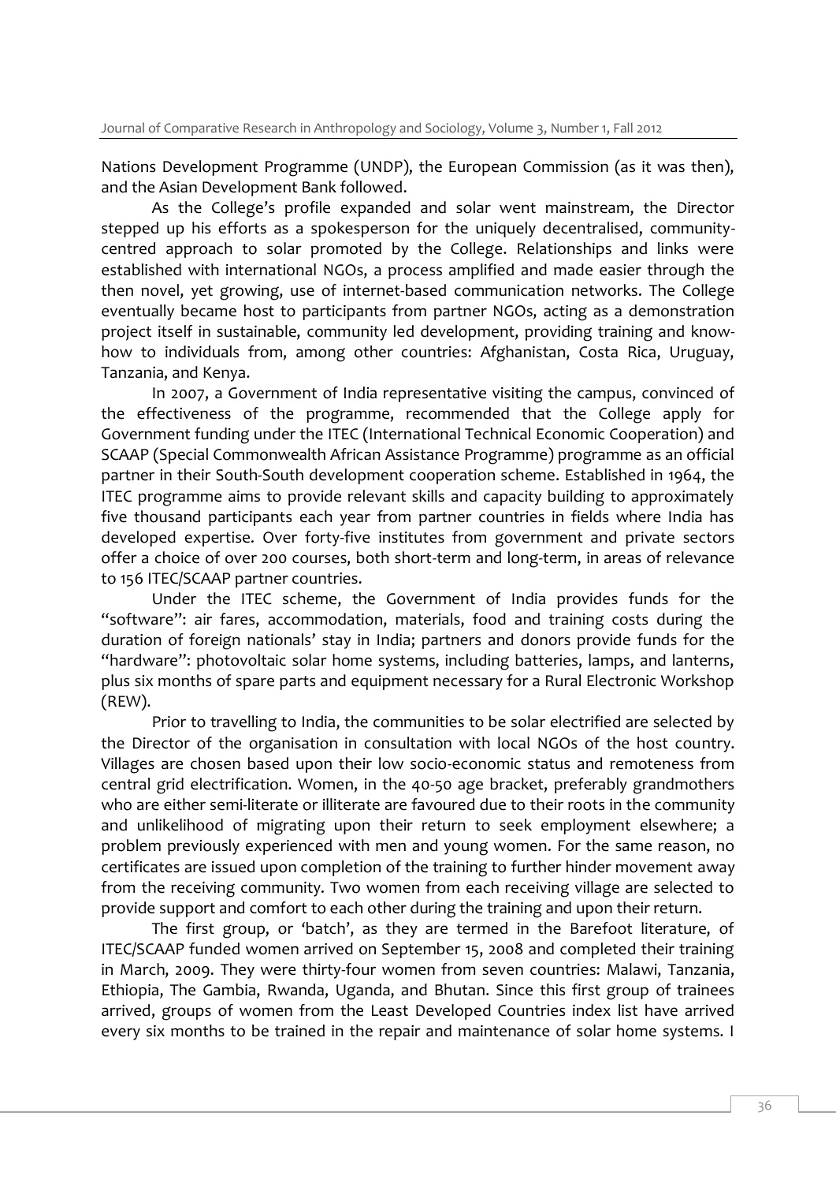Nations Development Programme (UNDP), the European Commission (as it was then), and the Asian Development Bank followed.

As the College's profile expanded and solar went mainstream, the Director stepped up his efforts as a spokesperson for the uniquely decentralised, community-centred approach to solar promoted by the College. Relationships and links were established with international NGOs, a process amplified and made easier through the then novel, yet growing, use of internet-based communication networks. The College eventually became host to participants from partner NGOs, acting as a demonstration project itself in sustainable, community led development, providing training and know-how to individuals from, among other countries: Afghanistan, Costa Rica, Uruguay, Tanzania, and Kenya.

In 2007, a Government of India representative visiting the campus, convinced of the effectiveness of the programme, recommended that the College apply for Government funding under the ITEC (International Technical Economic Cooperation) and SCAAP (Special Commonwealth African Assistance Programme) programme as an official partner in their South-South development cooperation scheme. Established in 1964, the ITEC programme aims to provide relevant skills and capacity building to approximately five thousand participants each year from partner countries in fields where India has developed expertise. Over forty-five institutes from government and private sectors offer a choice of over 200 courses, both short-term and long-term, in areas of relevance to 156 ITEC/SCAAP partner countries.

Under the ITEC scheme, the Government of India provides funds for the "software": air fares, accommodation, materials, food and training costs during the duration of foreign nationals' stay in India; partners and donors provide funds for the "hardware": photovoltaic solar home systems, including batteries, lamps, and lanterns, plus six months of spare parts and equipment necessary for a Rural Electronic Workshop (REW).

Prior to travelling to India, the communities to be solar electrified are selected by the Director of the organisation in consultation with local NGOs of the host country. Villages are chosen based upon their low socio-economic status and remoteness from central grid electrification. Women, in the 40-50 age bracket, preferably grandmothers who are either semi-literate or illiterate are favoured due to their roots in the community and unlikelihood of migrating upon their return to seek employment elsewhere; a problem previously experienced with men and young women. For the same reason, no certificates are issued upon completion of the training to further hinder movement away from the receiving community. Two women from each receiving village are selected to provide support and comfort to each other during the training and upon their return.

The first group, or 'batch', as they are termed in the Barefoot literature, of ITEC/SCAAP funded women arrived on September 15, 2008 and completed their training in March, 2009. They were thirty-four women from seven countries: Malawi, Tanzania, Ethiopia, The Gambia, Rwanda, Uganda, and Bhutan. Since this first group of trainees arrived, groups of women from the Least Developed Countries index list have arrived every six months to be trained in the repair and maintenance of solar home systems. I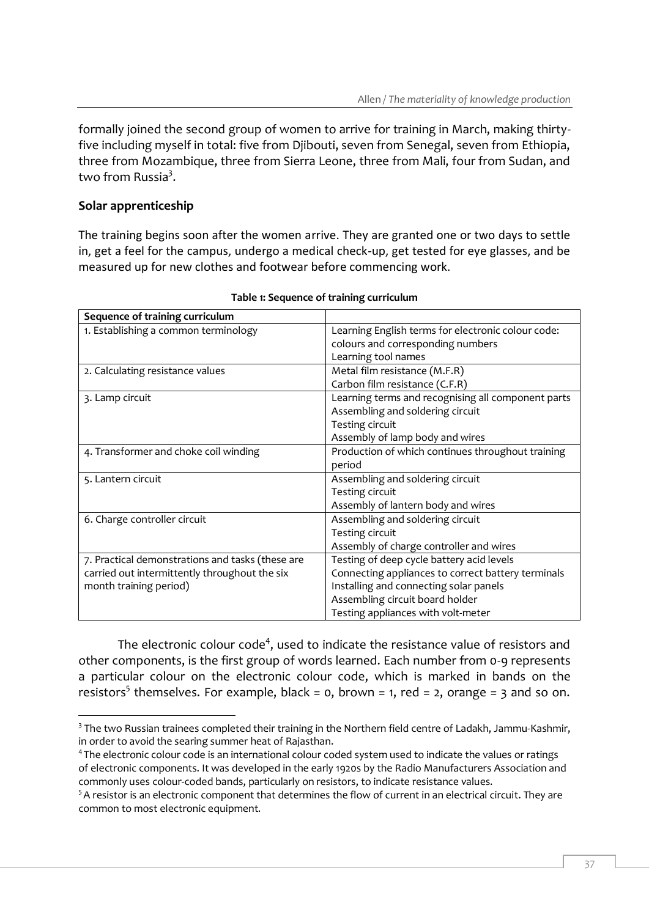formally joined the second group of women to arrive for training in March, making thirty-five including myself in total: five from Djibouti, seven from Senegal, seven from Ethiopia, three from Mozambique, three from Sierra Leone, three from Mali, four from Sudan, and two from Russia[3].

## Solar apprenticeship

The training begins soon after the women arrive. They are granted one or two days to settle in, get a feel for the campus, undergo a medical check-up, get tested for eye glasses, and be measured up for new clothes and footwear before commencing work.

**Table 1: Sequence of training curriculum**

| Sequence of training curriculum | |
|---|---|
| 1. Establishing a common terminology | Learning English terms for electronic colour code: colours and corresponding numbers<br>Learning tool names |
| 2. Calculating resistance values | Metal film resistance (M.F.R)<br>Carbon film resistance (C.F.R) |
| 3. Lamp circuit | Learning terms and recognising all component parts<br>Assembling and soldering circuit<br>Testing circuit<br>Assembly of lamp body and wires |
| 4. Transformer and choke coil winding | Production of which continues throughout training period |
| 5. Lantern circuit | Assembling and soldering circuit<br>Testing circuit<br>Assembly of lantern body and wires |
| 6. Charge controller circuit | Assembling and soldering circuit<br>Testing circuit<br>Assembly of charge controller and wires |
| 7. Practical demonstrations and tasks (these are carried out intermittently throughout the six month training period) | Testing of deep cycle battery acid levels<br>Connecting appliances to correct battery terminals<br>Installing and connecting solar panels<br>Assembling circuit board holder<br>Testing appliances with volt-meter |

The electronic colour code[4], used to indicate the resistance value of resistors and other components, is the first group of words learned. Each number from 0-9 represents a particular colour on the electronic colour code, which is marked in bands on the resistors[5] themselves. For example, black = 0, brown = 1, red = 2, orange = 3 and so on.

---

[3] The two Russian trainees completed their training in the Northern field centre of Ladakh, Jammu-Kashmir, in order to avoid the searing summer heat of Rajasthan.

[4] The electronic colour code is an international colour coded system used to indicate the values or ratings of electronic components. It was developed in the early 1920s by the Radio Manufacturers Association and commonly uses colour-coded bands, particularly on resistors, to indicate resistance values.

[5] A resistor is an electronic component that determines the flow of current in an electrical circuit. They are common to most electronic equipment.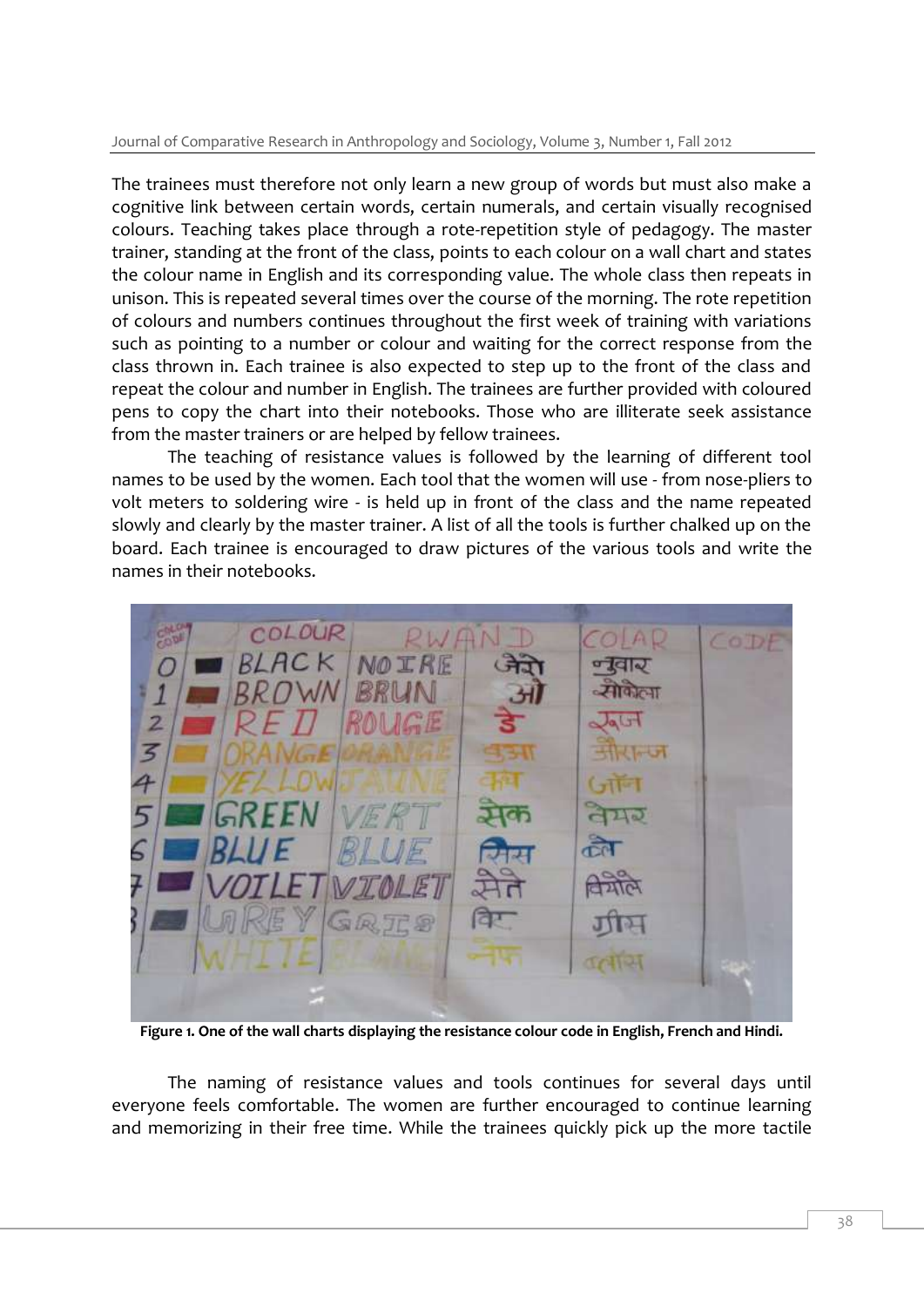The trainees must therefore not only learn a new group of words but must also make a cognitive link between certain words, certain numerals, and certain visually recognised colours. Teaching takes place through a rote-repetition style of pedagogy. The master trainer, standing at the front of the class, points to each colour on a wall chart and states the colour name in English and its corresponding value. The whole class then repeats in unison. This is repeated several times over the course of the morning. The rote repetition of colours and numbers continues throughout the first week of training with variations such as pointing to a number or colour and waiting for the correct response from the class thrown in. Each trainee is also expected to step up to the front of the class and repeat the colour and number in English. The trainees are further provided with coloured pens to copy the chart into their notebooks. Those who are illiterate seek assistance from the master trainers or are helped by fellow trainees.

The teaching of resistance values is followed by the learning of different tool names to be used by the women. Each tool that the women will use - from nose-pliers to volt meters to soldering wire - is held up in front of the class and the name repeated slowly and clearly by the master trainer. A list of all the tools is further chalked up on the board. Each trainee is encouraged to draw pictures of the various tools and write the names in their notebooks.

**Figure 1. One of the wall charts displaying the resistance colour code in English, French and Hindi.**

The naming of resistance values and tools continues for several days until everyone feels comfortable. The women are further encouraged to continue learning and memorizing in their free time. While the trainees quickly pick up the more tactile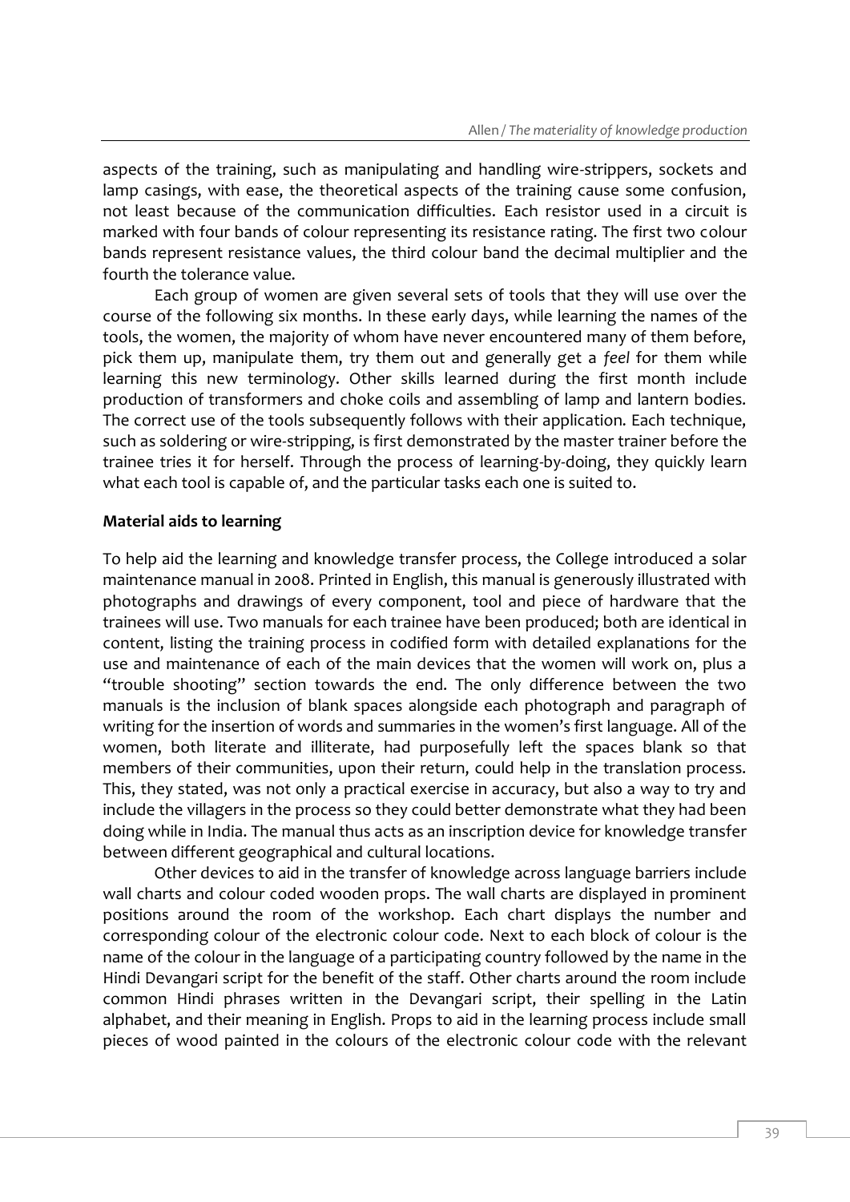aspects of the training, such as manipulating and handling wire-strippers, sockets and lamp casings, with ease, the theoretical aspects of the training cause some confusion, not least because of the communication difficulties. Each resistor used in a circuit is marked with four bands of colour representing its resistance rating. The first two colour bands represent resistance values, the third colour band the decimal multiplier and the fourth the tolerance value.

Each group of women are given several sets of tools that they will use over the course of the following six months. In these early days, while learning the names of the tools, the women, the majority of whom have never encountered many of them before, pick them up, manipulate them, try them out and generally get a *feel* for them while learning this new terminology. Other skills learned during the first month include production of transformers and choke coils and assembling of lamp and lantern bodies. The correct use of the tools subsequently follows with their application. Each technique, such as soldering or wire-stripping, is first demonstrated by the master trainer before the trainee tries it for herself. Through the process of learning-by-doing, they quickly learn what each tool is capable of, and the particular tasks each one is suited to.

**Material aids to learning**

To help aid the learning and knowledge transfer process, the College introduced a solar maintenance manual in 2008. Printed in English, this manual is generously illustrated with photographs and drawings of every component, tool and piece of hardware that the trainees will use. Two manuals for each trainee have been produced; both are identical in content, listing the training process in codified form with detailed explanations for the use and maintenance of each of the main devices that the women will work on, plus a "trouble shooting" section towards the end. The only difference between the two manuals is the inclusion of blank spaces alongside each photograph and paragraph of writing for the insertion of words and summaries in the women's first language. All of the women, both literate and illiterate, had purposefully left the spaces blank so that members of their communities, upon their return, could help in the translation process. This, they stated, was not only a practical exercise in accuracy, but also a way to try and include the villagers in the process so they could better demonstrate what they had been doing while in India. The manual thus acts as an inscription device for knowledge transfer between different geographical and cultural locations.

Other devices to aid in the transfer of knowledge across language barriers include wall charts and colour coded wooden props. The wall charts are displayed in prominent positions around the room of the workshop. Each chart displays the number and corresponding colour of the electronic colour code. Next to each block of colour is the name of the colour in the language of a participating country followed by the name in the Hindi Devangari script for the benefit of the staff. Other charts around the room include common Hindi phrases written in the Devangari script, their spelling in the Latin alphabet, and their meaning in English. Props to aid in the learning process include small pieces of wood painted in the colours of the electronic colour code with the relevant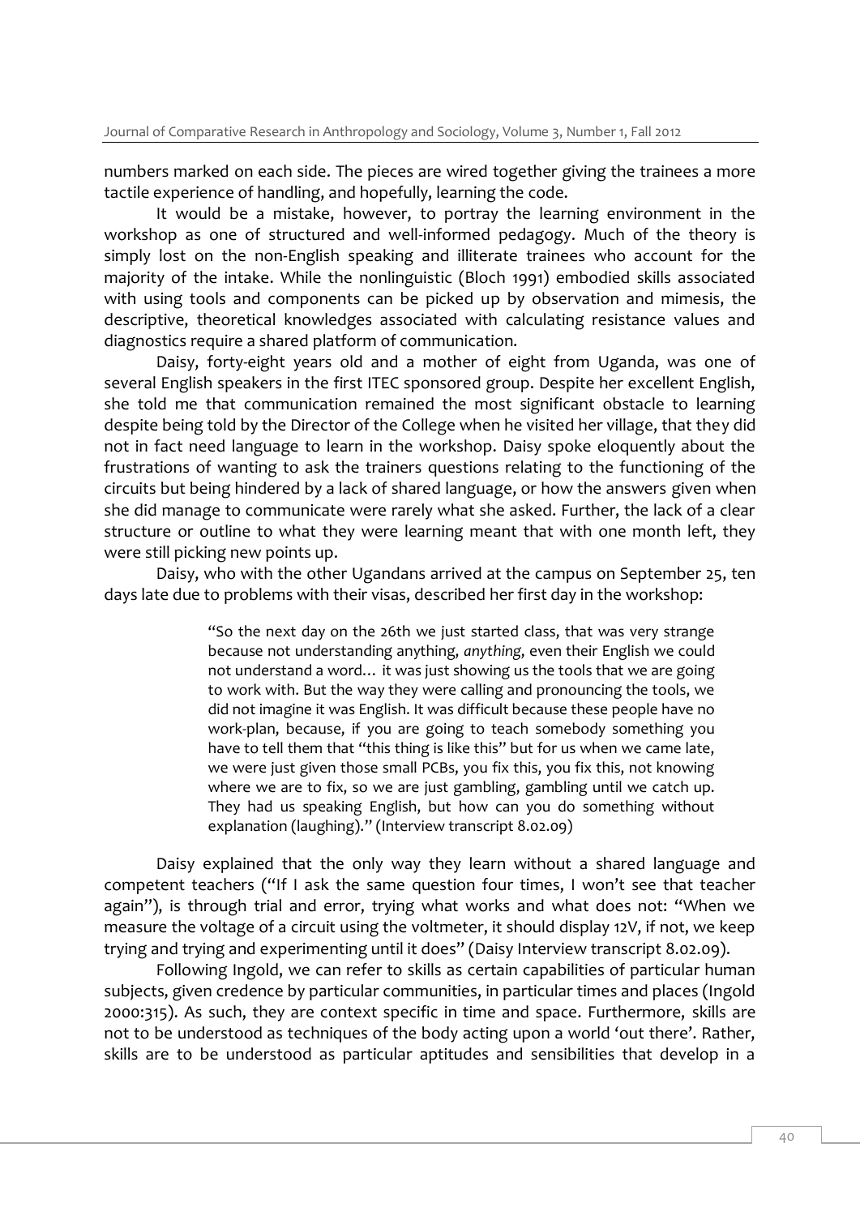numbers marked on each side. The pieces are wired together giving the trainees a more tactile experience of handling, and hopefully, learning the code.

It would be a mistake, however, to portray the learning environment in the workshop as one of structured and well-informed pedagogy. Much of the theory is simply lost on the non-English speaking and illiterate trainees who account for the majority of the intake. While the nonlinguistic (Bloch 1991) embodied skills associated with using tools and components can be picked up by observation and mimesis, the descriptive, theoretical knowledges associated with calculating resistance values and diagnostics require a shared platform of communication.

Daisy, forty-eight years old and a mother of eight from Uganda, was one of several English speakers in the first ITEC sponsored group. Despite her excellent English, she told me that communication remained the most significant obstacle to learning despite being told by the Director of the College when he visited her village, that they did not in fact need language to learn in the workshop. Daisy spoke eloquently about the frustrations of wanting to ask the trainers questions relating to the functioning of the circuits but being hindered by a lack of shared language, or how the answers given when she did manage to communicate were rarely what she asked. Further, the lack of a clear structure or outline to what they were learning meant that with one month left, they were still picking new points up.

Daisy, who with the other Ugandans arrived at the campus on September 25, ten days late due to problems with their visas, described her first day in the workshop:

> "So the next day on the 26th we just started class, that was very strange because not understanding anything, *anything*, even their English we could not understand a word… it was just showing us the tools that we are going to work with. But the way they were calling and pronouncing the tools, we did not imagine it was English. It was difficult because these people have no work-plan, because, if you are going to teach somebody something you have to tell them that "this thing is like this" but for us when we came late, we were just given those small PCBs, you fix this, you fix this, not knowing where we are to fix, so we are just gambling, gambling until we catch up. They had us speaking English, but how can you do something without explanation (laughing)." (Interview transcript 8.02.09)

Daisy explained that the only way they learn without a shared language and competent teachers ("If I ask the same question four times, I won't see that teacher again"), is through trial and error, trying what works and what does not: "When we measure the voltage of a circuit using the voltmeter, it should display 12V, if not, we keep trying and trying and experimenting until it does" (Daisy Interview transcript 8.02.09).

Following Ingold, we can refer to skills as certain capabilities of particular human subjects, given credence by particular communities, in particular times and places (Ingold 2000:315). As such, they are context specific in time and space. Furthermore, skills are not to be understood as techniques of the body acting upon a world 'out there'. Rather, skills are to be understood as particular aptitudes and sensibilities that develop in a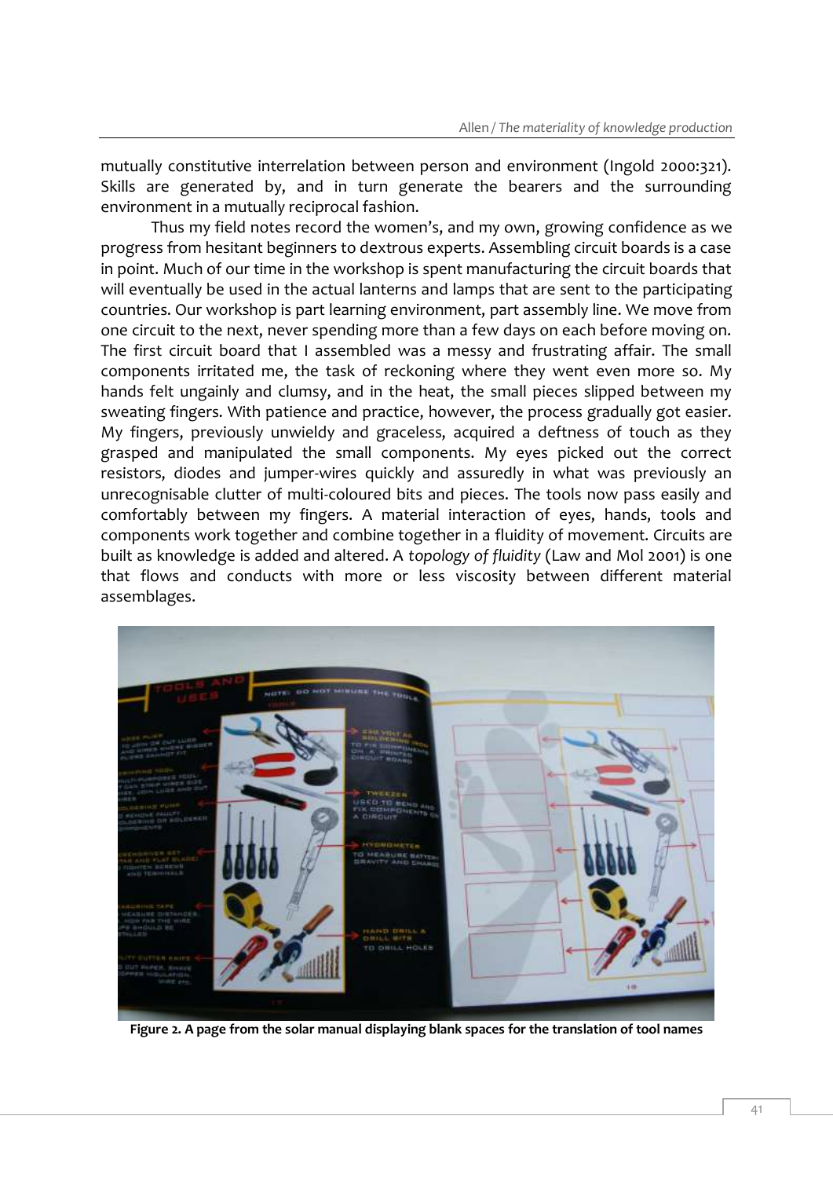mutually constitutive interrelation between person and environment (Ingold 2000:321). Skills are generated by, and in turn generate the bearers and the surrounding environment in a mutually reciprocal fashion.

Thus my field notes record the women's, and my own, growing confidence as we progress from hesitant beginners to dextrous experts. Assembling circuit boards is a case in point. Much of our time in the workshop is spent manufacturing the circuit boards that will eventually be used in the actual lanterns and lamps that are sent to the participating countries. Our workshop is part learning environment, part assembly line. We move from one circuit to the next, never spending more than a few days on each before moving on. The first circuit board that I assembled was a messy and frustrating affair. The small components irritated me, the task of reckoning where they went even more so. My hands felt ungainly and clumsy, and in the heat, the small pieces slipped between my sweating fingers. With patience and practice, however, the process gradually got easier. My fingers, previously unwieldy and graceless, acquired a deftness of touch as they grasped and manipulated the small components. My eyes picked out the correct resistors, diodes and jumper-wires quickly and assuredly in what was previously an unrecognisable clutter of multi-coloured bits and pieces. The tools now pass easily and comfortably between my fingers. A material interaction of eyes, hands, tools and components work together and combine together in a fluidity of movement. Circuits are built as knowledge is added and altered. A *topology of fluidity* (Law and Mol 2001) is one that flows and conducts with more or less viscosity between different material assemblages.

**Figure 2. A page from the solar manual displaying blank spaces for the translation of tool names**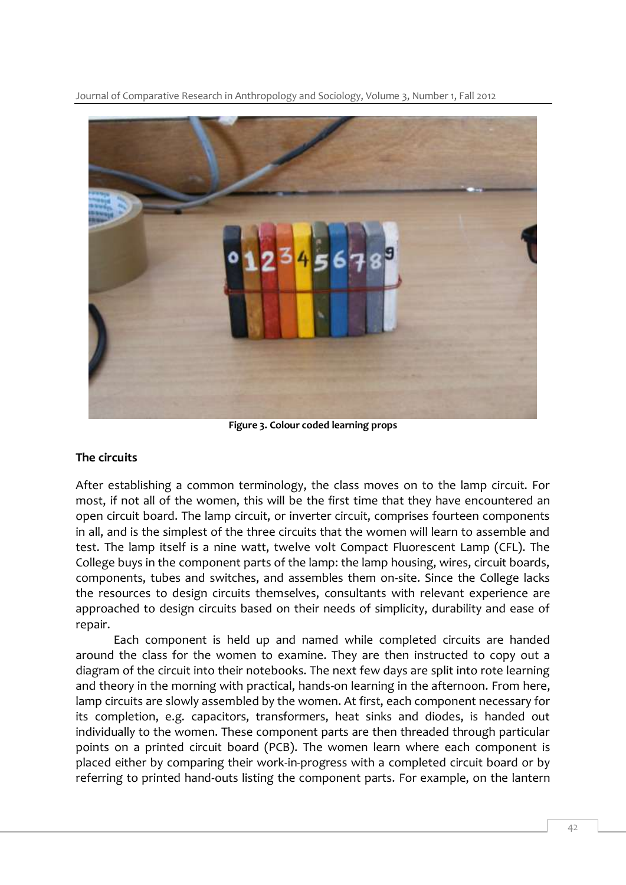**Figure 3. Colour coded learning props**

## The circuits

After establishing a common terminology, the class moves on to the lamp circuit. For most, if not all of the women, this will be the first time that they have encountered an open circuit board. The lamp circuit, or inverter circuit, comprises fourteen components in all, and is the simplest of the three circuits that the women will learn to assemble and test. The lamp itself is a nine watt, twelve volt Compact Fluorescent Lamp (CFL). The College buys in the component parts of the lamp: the lamp housing, wires, circuit boards, components, tubes and switches, and assembles them on-site. Since the College lacks the resources to design circuits themselves, consultants with relevant experience are approached to design circuits based on their needs of simplicity, durability and ease of repair.

Each component is held up and named while completed circuits are handed around the class for the women to examine. They are then instructed to copy out a diagram of the circuit into their notebooks. The next few days are split into rote learning and theory in the morning with practical, hands-on learning in the afternoon. From here, lamp circuits are slowly assembled by the women. At first, each component necessary for its completion, e.g. capacitors, transformers, heat sinks and diodes, is handed out individually to the women. These component parts are then threaded through particular points on a printed circuit board (PCB). The women learn where each component is placed either by comparing their work-in-progress with a completed circuit board or by referring to printed hand-outs listing the component parts. For example, on the lantern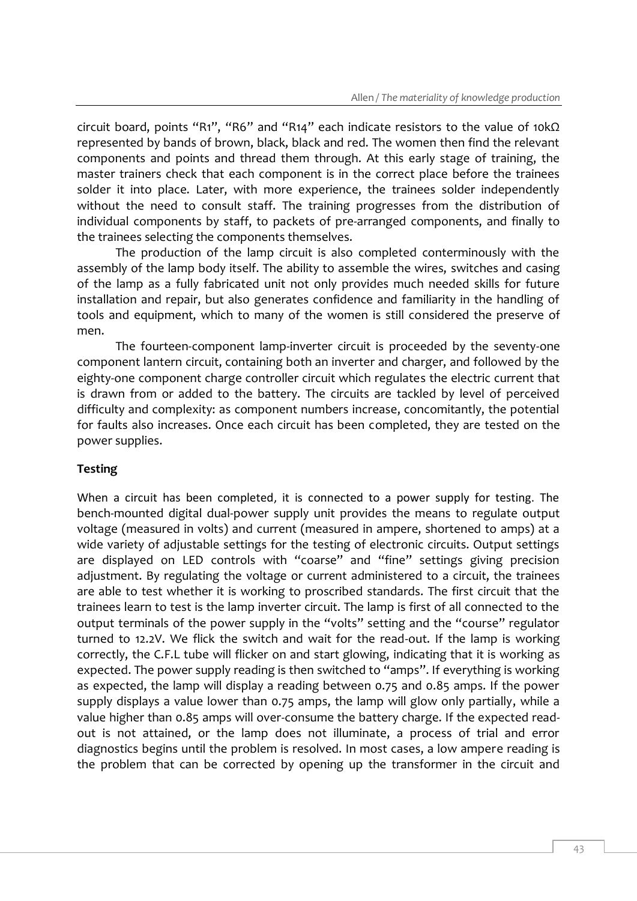circuit board, points "R1", "R6" and "R14" each indicate resistors to the value of 10kΩ represented by bands of brown, black, black and red. The women then find the relevant components and points and thread them through. At this early stage of training, the master trainers check that each component is in the correct place before the trainees solder it into place. Later, with more experience, the trainees solder independently without the need to consult staff. The training progresses from the distribution of individual components by staff, to packets of pre-arranged components, and finally to the trainees selecting the components themselves.

The production of the lamp circuit is also completed conterminously with the assembly of the lamp body itself. The ability to assemble the wires, switches and casing of the lamp as a fully fabricated unit not only provides much needed skills for future installation and repair, but also generates confidence and familiarity in the handling of tools and equipment, which to many of the women is still considered the preserve of men.

The fourteen-component lamp-inverter circuit is proceeded by the seventy-one component lantern circuit, containing both an inverter and charger, and followed by the eighty-one component charge controller circuit which regulates the electric current that is drawn from or added to the battery. The circuits are tackled by level of perceived difficulty and complexity: as component numbers increase, concomitantly, the potential for faults also increases. Once each circuit has been completed, they are tested on the power supplies.

**Testing**

When a circuit has been completed, it is connected to a power supply for testing. The bench-mounted digital dual-power supply unit provides the means to regulate output voltage (measured in volts) and current (measured in ampere, shortened to amps) at a wide variety of adjustable settings for the testing of electronic circuits. Output settings are displayed on LED controls with "coarse" and "fine" settings giving precision adjustment. By regulating the voltage or current administered to a circuit, the trainees are able to test whether it is working to proscribed standards. The first circuit that the trainees learn to test is the lamp inverter circuit. The lamp is first of all connected to the output terminals of the power supply in the "volts" setting and the "course" regulator turned to 12.2V. We flick the switch and wait for the read-out. If the lamp is working correctly, the C.F.L tube will flicker on and start glowing, indicating that it is working as expected. The power supply reading is then switched to "amps". If everything is working as expected, the lamp will display a reading between 0.75 and 0.85 amps. If the power supply displays a value lower than 0.75 amps, the lamp will glow only partially, while a value higher than 0.85 amps will over-consume the battery charge. If the expected read-out is not attained, or the lamp does not illuminate, a process of trial and error diagnostics begins until the problem is resolved. In most cases, a low ampere reading is the problem that can be corrected by opening up the transformer in the circuit and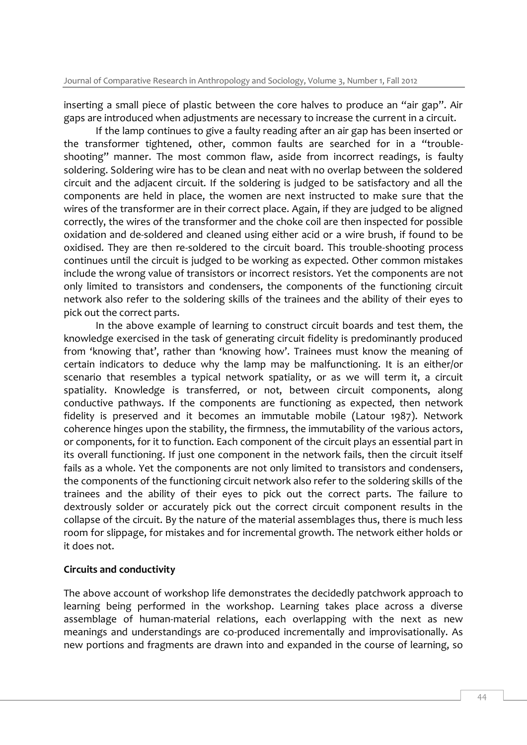inserting a small piece of plastic between the core halves to produce an "air gap". Air gaps are introduced when adjustments are necessary to increase the current in a circuit.

If the lamp continues to give a faulty reading after an air gap has been inserted or the transformer tightened, other, common faults are searched for in a "trouble-shooting" manner. The most common flaw, aside from incorrect readings, is faulty soldering. Soldering wire has to be clean and neat with no overlap between the soldered circuit and the adjacent circuit. If the soldering is judged to be satisfactory and all the components are held in place, the women are next instructed to make sure that the wires of the transformer are in their correct place. Again, if they are judged to be aligned correctly, the wires of the transformer and the choke coil are then inspected for possible oxidation and de-soldered and cleaned using either acid or a wire brush, if found to be oxidised. They are then re-soldered to the circuit board. This trouble-shooting process continues until the circuit is judged to be working as expected. Other common mistakes include the wrong value of transistors or incorrect resistors. Yet the components are not only limited to transistors and condensers, the components of the functioning circuit network also refer to the soldering skills of the trainees and the ability of their eyes to pick out the correct parts.

In the above example of learning to construct circuit boards and test them, the knowledge exercised in the task of generating circuit fidelity is predominantly produced from 'knowing that', rather than 'knowing how'. Trainees must know the meaning of certain indicators to deduce why the lamp may be malfunctioning. It is an either/or scenario that resembles a typical network spatiality, or as we will term it, a circuit spatiality. Knowledge is transferred, or not, between circuit components, along conductive pathways. If the components are functioning as expected, then network fidelity is preserved and it becomes an immutable mobile (Latour 1987). Network coherence hinges upon the stability, the firmness, the immutability of the various actors, or components, for it to function. Each component of the circuit plays an essential part in its overall functioning. If just one component in the network fails, then the circuit itself fails as a whole. Yet the components are not only limited to transistors and condensers, the components of the functioning circuit network also refer to the soldering skills of the trainees and the ability of their eyes to pick out the correct parts. The failure to dextrously solder or accurately pick out the correct circuit component results in the collapse of the circuit. By the nature of the material assemblages thus, there is much less room for slippage, for mistakes and for incremental growth. The network either holds or it does not.

**Circuits and conductivity**

The above account of workshop life demonstrates the decidedly patchwork approach to learning being performed in the workshop. Learning takes place across a diverse assemblage of human-material relations, each overlapping with the next as new meanings and understandings are co-produced incrementally and improvisationally. As new portions and fragments are drawn into and expanded in the course of learning, so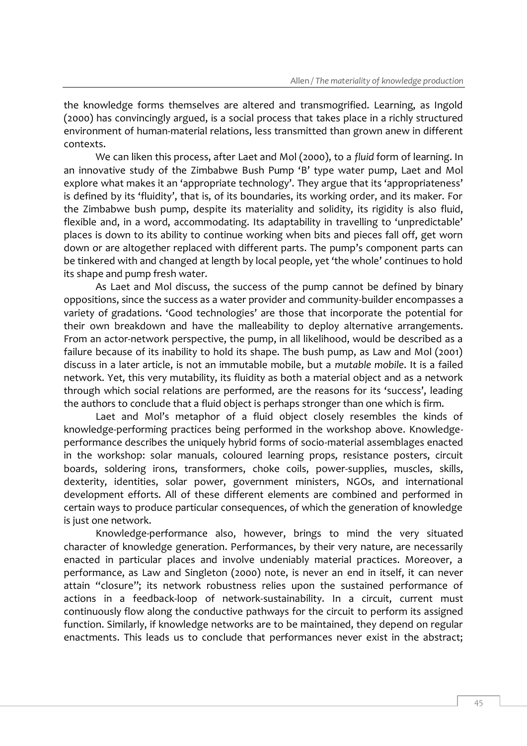the knowledge forms themselves are altered and transmogrified. Learning, as Ingold (2000) has convincingly argued, is a social process that takes place in a richly structured environment of human-material relations, less transmitted than grown anew in different contexts.

We can liken this process, after Laet and Mol (2000), to a *fluid* form of learning. In an innovative study of the Zimbabwe Bush Pump 'B' type water pump, Laet and Mol explore what makes it an 'appropriate technology'. They argue that its 'appropriateness' is defined by its 'fluidity', that is, of its boundaries, its working order, and its maker. For the Zimbabwe bush pump, despite its materiality and solidity, its rigidity is also fluid, flexible and, in a word, accommodating. Its adaptability in travelling to 'unpredictable' places is down to its ability to continue working when bits and pieces fall off, get worn down or are altogether replaced with different parts. The pump's component parts can be tinkered with and changed at length by local people, yet 'the whole' continues to hold its shape and pump fresh water.

As Laet and Mol discuss, the success of the pump cannot be defined by binary oppositions, since the success as a water provider and community-builder encompasses a variety of gradations. 'Good technologies' are those that incorporate the potential for their own breakdown and have the malleability to deploy alternative arrangements. From an actor-network perspective, the pump, in all likelihood, would be described as a failure because of its inability to hold its shape. The bush pump, as Law and Mol (2001) discuss in a later article, is not an immutable mobile, but a *mutable mobile*. It is a failed network. Yet, this very mutability, its fluidity as both a material object and as a network through which social relations are performed, are the reasons for its 'success', leading the authors to conclude that a fluid object is perhaps stronger than one which is firm.

Laet and Mol's metaphor of a fluid object closely resembles the kinds of knowledge-performing practices being performed in the workshop above. Knowledge-performance describes the uniquely hybrid forms of socio-material assemblages enacted in the workshop: solar manuals, coloured learning props, resistance posters, circuit boards, soldering irons, transformers, choke coils, power-supplies, muscles, skills, dexterity, identities, solar power, government ministers, NGOs, and international development efforts. All of these different elements are combined and performed in certain ways to produce particular consequences, of which the generation of knowledge is just one network.

Knowledge-performance also, however, brings to mind the very situated character of knowledge generation. Performances, by their very nature, are necessarily enacted in particular places and involve undeniably material practices. Moreover, a performance, as Law and Singleton (2000) note, is never an end in itself, it can never attain "closure"; its network robustness relies upon the sustained performance of actions in a feedback-loop of network-sustainability. In a circuit, current must continuously flow along the conductive pathways for the circuit to perform its assigned function. Similarly, if knowledge networks are to be maintained, they depend on regular enactments. This leads us to conclude that performances never exist in the abstract;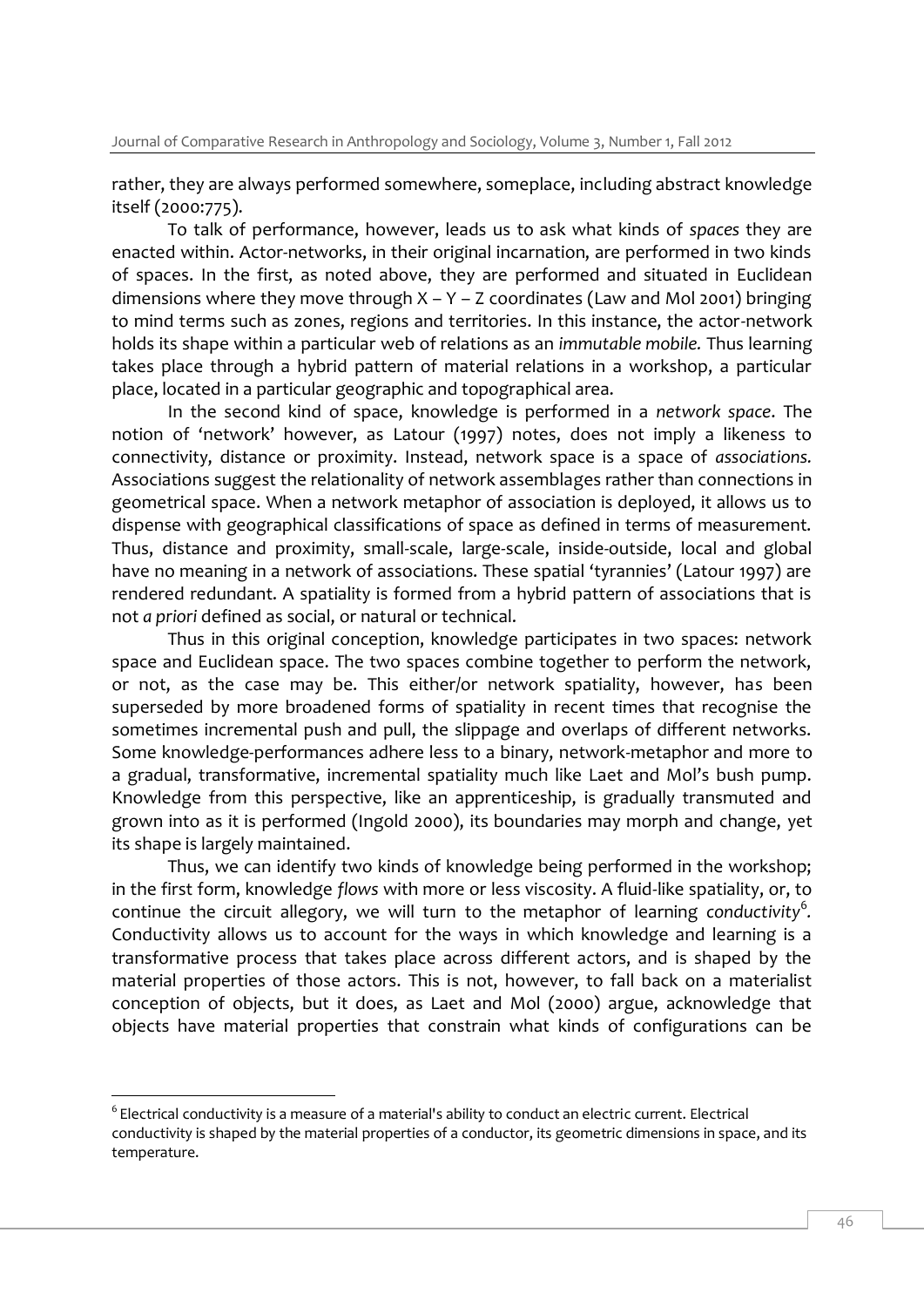rather, they are always performed somewhere, someplace, including abstract knowledge itself (2000:775).

To talk of performance, however, leads us to ask what kinds of *spaces* they are enacted within. Actor-networks, in their original incarnation, are performed in two kinds of spaces. In the first, as noted above, they are performed and situated in Euclidean dimensions where they move through X – Y – Z coordinates (Law and Mol 2001) bringing to mind terms such as zones, regions and territories. In this instance, the actor-network holds its shape within a particular web of relations as an *immutable mobile.* Thus learning takes place through a hybrid pattern of material relations in a workshop, a particular place, located in a particular geographic and topographical area.

In the second kind of space, knowledge is performed in a *network space*. The notion of 'network' however, as Latour (1997) notes, does not imply a likeness to connectivity, distance or proximity. Instead, network space is a space of *associations.* Associations suggest the relationality of network assemblages rather than connections in geometrical space. When a network metaphor of association is deployed, it allows us to dispense with geographical classifications of space as defined in terms of measurement. Thus, distance and proximity, small-scale, large-scale, inside-outside, local and global have no meaning in a network of associations. These spatial 'tyrannies' (Latour 1997) are rendered redundant. A spatiality is formed from a hybrid pattern of associations that is not *a priori* defined as social, or natural or technical.

Thus in this original conception, knowledge participates in two spaces: network space and Euclidean space. The two spaces combine together to perform the network, or not, as the case may be. This either/or network spatiality, however, has been superseded by more broadened forms of spatiality in recent times that recognise the sometimes incremental push and pull, the slippage and overlaps of different networks. Some knowledge-performances adhere less to a binary, network-metaphor and more to a gradual, transformative, incremental spatiality much like Laet and Mol's bush pump. Knowledge from this perspective, like an apprenticeship, is gradually transmuted and grown into as it is performed (Ingold 2000), its boundaries may morph and change, yet its shape is largely maintained.

Thus, we can identify two kinds of knowledge being performed in the workshop; in the first form, knowledge *flows* with more or less viscosity. A fluid-like spatiality, or, to continue the circuit allegory, we will turn to the metaphor of learning *conductivity*[6]. Conductivity allows us to account for the ways in which knowledge and learning is a transformative process that takes place across different actors, and is shaped by the material properties of those actors. This is not, however, to fall back on a materialist conception of objects, but it does, as Laet and Mol (2000) argue, acknowledge that objects have material properties that constrain what kinds of configurations can be

---

[6] Electrical conductivity is a measure of a material's ability to conduct an electric current. Electrical conductivity is shaped by the material properties of a conductor, its geometric dimensions in space, and its temperature.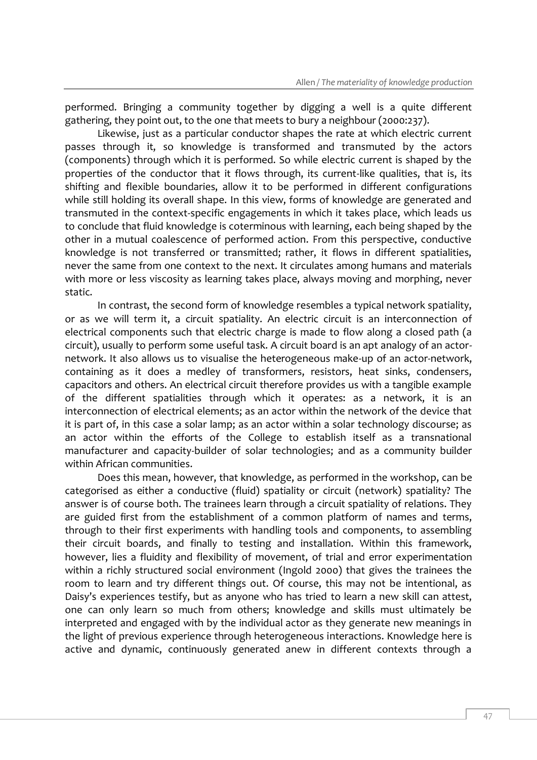performed. Bringing a community together by digging a well is a quite different gathering, they point out, to the one that meets to bury a neighbour (2000:237).

Likewise, just as a particular conductor shapes the rate at which electric current passes through it, so knowledge is transformed and transmuted by the actors (components) through which it is performed. So while electric current is shaped by the properties of the conductor that it flows through, its current-like qualities, that is, its shifting and flexible boundaries, allow it to be performed in different configurations while still holding its overall shape. In this view, forms of knowledge are generated and transmuted in the context-specific engagements in which it takes place, which leads us to conclude that fluid knowledge is coterminous with learning, each being shaped by the other in a mutual coalescence of performed action. From this perspective, conductive knowledge is not transferred or transmitted; rather, it flows in different spatialities, never the same from one context to the next. It circulates among humans and materials with more or less viscosity as learning takes place, always moving and morphing, never static.

In contrast, the second form of knowledge resembles a typical network spatiality, or as we will term it, a circuit spatiality. An electric circuit is an interconnection of electrical components such that electric charge is made to flow along a closed path (a circuit), usually to perform some useful task. A circuit board is an apt analogy of an actor-network. It also allows us to visualise the heterogeneous make-up of an actor-network, containing as it does a medley of transformers, resistors, heat sinks, condensers, capacitors and others. An electrical circuit therefore provides us with a tangible example of the different spatialities through which it operates: as a network, it is an interconnection of electrical elements; as an actor within the network of the device that it is part of, in this case a solar lamp; as an actor within a solar technology discourse; as an actor within the efforts of the College to establish itself as a transnational manufacturer and capacity-builder of solar technologies; and as a community builder within African communities.

Does this mean, however, that knowledge, as performed in the workshop, can be categorised as either a conductive (fluid) spatiality or circuit (network) spatiality? The answer is of course both. The trainees learn through a circuit spatiality of relations. They are guided first from the establishment of a common platform of names and terms, through to their first experiments with handling tools and components, to assembling their circuit boards, and finally to testing and installation. Within this framework, however, lies a fluidity and flexibility of movement, of trial and error experimentation within a richly structured social environment (Ingold 2000) that gives the trainees the room to learn and try different things out. Of course, this may not be intentional, as Daisy's experiences testify, but as anyone who has tried to learn a new skill can attest, one can only learn so much from others; knowledge and skills must ultimately be interpreted and engaged with by the individual actor as they generate new meanings in the light of previous experience through heterogeneous interactions. Knowledge here is active and dynamic, continuously generated anew in different contexts through a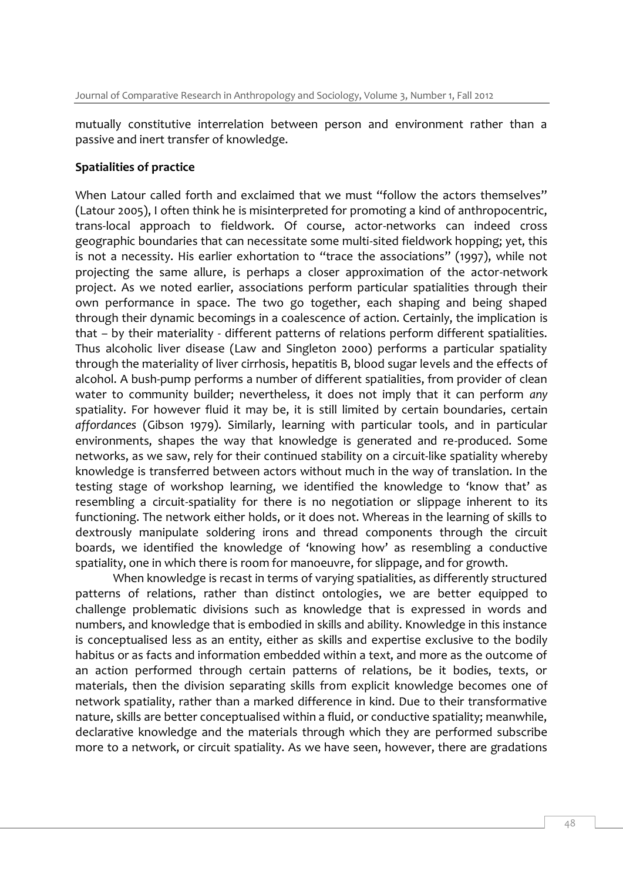mutually constitutive interrelation between person and environment rather than a passive and inert transfer of knowledge.

**Spatialities of practice**

When Latour called forth and exclaimed that we must "follow the actors themselves" (Latour 2005), I often think he is misinterpreted for promoting a kind of anthropocentric, trans-local approach to fieldwork. Of course, actor-networks can indeed cross geographic boundaries that can necessitate some multi-sited fieldwork hopping; yet, this is not a necessity. His earlier exhortation to "trace the associations" (1997), while not projecting the same allure, is perhaps a closer approximation of the actor-network project. As we noted earlier, associations perform particular spatialities through their own performance in space. The two go together, each shaping and being shaped through their dynamic becomings in a coalescence of action. Certainly, the implication is that – by their materiality - different patterns of relations perform different spatialities. Thus alcoholic liver disease (Law and Singleton 2000) performs a particular spatiality through the materiality of liver cirrhosis, hepatitis B, blood sugar levels and the effects of alcohol. A bush-pump performs a number of different spatialities, from provider of clean water to community builder; nevertheless, it does not imply that it can perform *any* spatiality. For however fluid it may be, it is still limited by certain boundaries, certain *affordances* (Gibson 1979). Similarly, learning with particular tools, and in particular environments, shapes the way that knowledge is generated and re-produced. Some networks, as we saw, rely for their continued stability on a circuit-like spatiality whereby knowledge is transferred between actors without much in the way of translation. In the testing stage of workshop learning, we identified the knowledge to 'know that' as resembling a circuit-spatiality for there is no negotiation or slippage inherent to its functioning. The network either holds, or it does not. Whereas in the learning of skills to dextrously manipulate soldering irons and thread components through the circuit boards, we identified the knowledge of 'knowing how' as resembling a conductive spatiality, one in which there is room for manoeuvre, for slippage, and for growth.

When knowledge is recast in terms of varying spatialities, as differently structured patterns of relations, rather than distinct ontologies, we are better equipped to challenge problematic divisions such as knowledge that is expressed in words and numbers, and knowledge that is embodied in skills and ability. Knowledge in this instance is conceptualised less as an entity, either as skills and expertise exclusive to the bodily habitus or as facts and information embedded within a text, and more as the outcome of an action performed through certain patterns of relations, be it bodies, texts, or materials, then the division separating skills from explicit knowledge becomes one of network spatiality, rather than a marked difference in kind. Due to their transformative nature, skills are better conceptualised within a fluid, or conductive spatiality; meanwhile, declarative knowledge and the materials through which they are performed subscribe more to a network, or circuit spatiality. As we have seen, however, there are gradations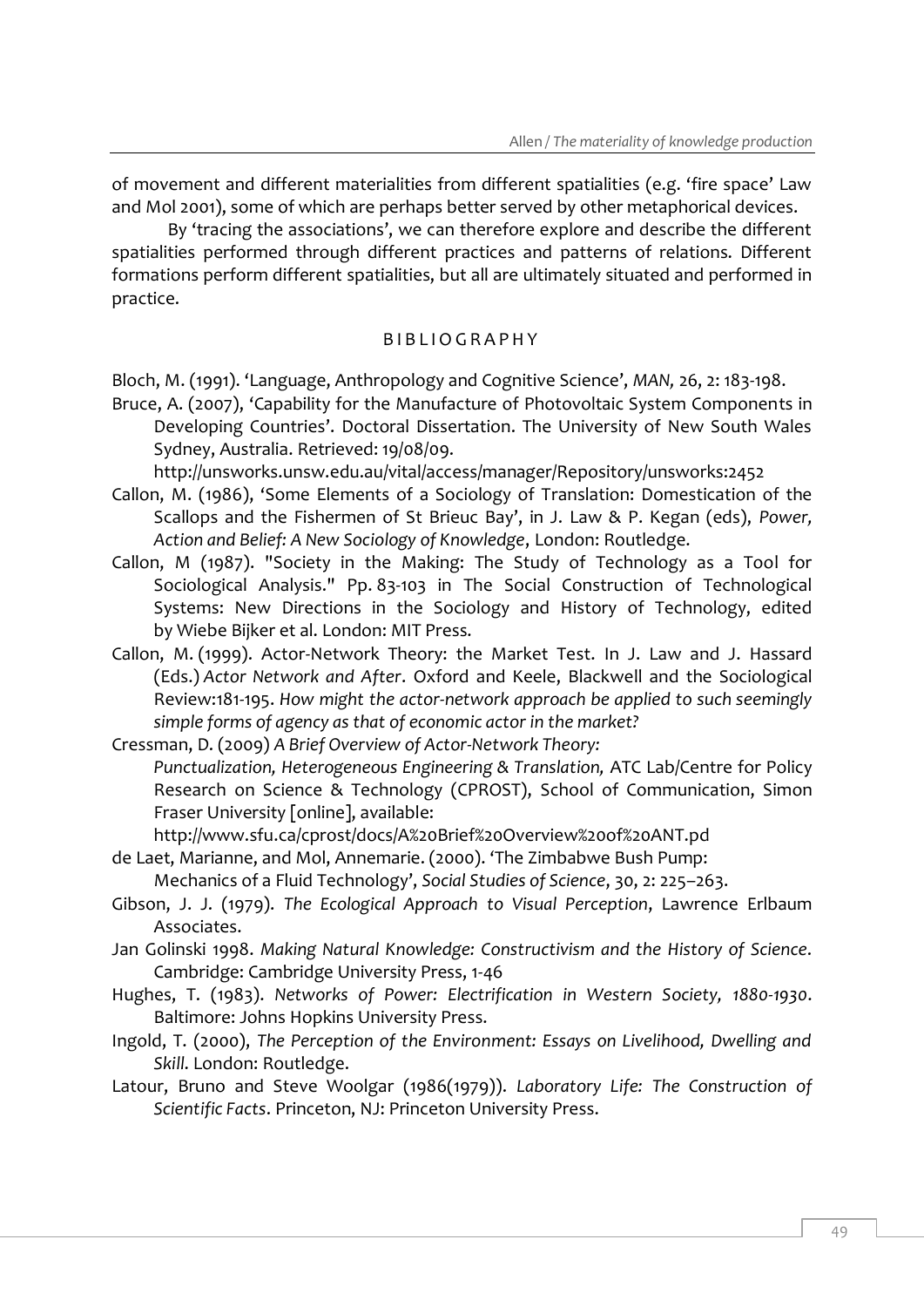of movement and different materialities from different spatialities (e.g. 'fire space' Law and Mol 2001), some of which are perhaps better served by other metaphorical devices.

By 'tracing the associations', we can therefore explore and describe the different spatialities performed through different practices and patterns of relations. Different formations perform different spatialities, but all are ultimately situated and performed in practice.

## BIBLIOGRAPHY

Bloch, M. (1991). 'Language, Anthropology and Cognitive Science', *MAN,* 26, 2: 183-198.

Bruce, A. (2007), 'Capability for the Manufacture of Photovoltaic System Components in Developing Countries'. Doctoral Dissertation. The University of New South Wales Sydney, Australia. Retrieved: 19/08/09. http://unsworks.unsw.edu.au/vital/access/manager/Repository/unsworks:2452

Callon, M. (1986), 'Some Elements of a Sociology of Translation: Domestication of the Scallops and the Fishermen of St Brieuc Bay', in J. Law & P. Kegan (eds), *Power, Action and Belief: A New Sociology of Knowledge*, London: Routledge.

Callon, M (1987). "Society in the Making: The Study of Technology as a Tool for Sociological Analysis." Pp. 83-103 in The Social Construction of Technological Systems: New Directions in the Sociology and History of Technology, edited by Wiebe Bijker et al. London: MIT Press.

Callon, M. (1999). Actor-Network Theory: the Market Test. In J. Law and J. Hassard (Eds.) *Actor Network and After*. Oxford and Keele, Blackwell and the Sociological Review:181-195. *How might the actor-network approach be applied to such seemingly simple forms of agency as that of economic actor in the market?*

Cressman, D. (2009) *A Brief Overview of Actor-Network Theory: Punctualization, Heterogeneous Engineering & Translation,* ATC Lab/Centre for Policy Research on Science & Technology (CPROST), School of Communication, Simon Fraser University [online], available: http://www.sfu.ca/cprost/docs/A%20Brief%20Overview%20of%20ANT.pd

de Laet, Marianne, and Mol, Annemarie. (2000). 'The Zimbabwe Bush Pump: Mechanics of a Fluid Technology', *Social Studies of Science*, 30, 2: 225–263.

Gibson, J. J. (1979). *The Ecological Approach to Visual Perception*, Lawrence Erlbaum Associates.

Jan Golinski 1998. *Making Natural Knowledge: Constructivism and the History of Science*. Cambridge: Cambridge University Press, 1-46

Hughes, T. (1983). *Networks of Power: Electrification in Western Society, 1880-1930*. Baltimore: Johns Hopkins University Press.

Ingold, T. (2000), *The Perception of the Environment: Essays on Livelihood, Dwelling and Skill*. London: Routledge.

Latour, Bruno and Steve Woolgar (1986(1979)). *Laboratory Life: The Construction of Scientific Facts*. Princeton, NJ: Princeton University Press.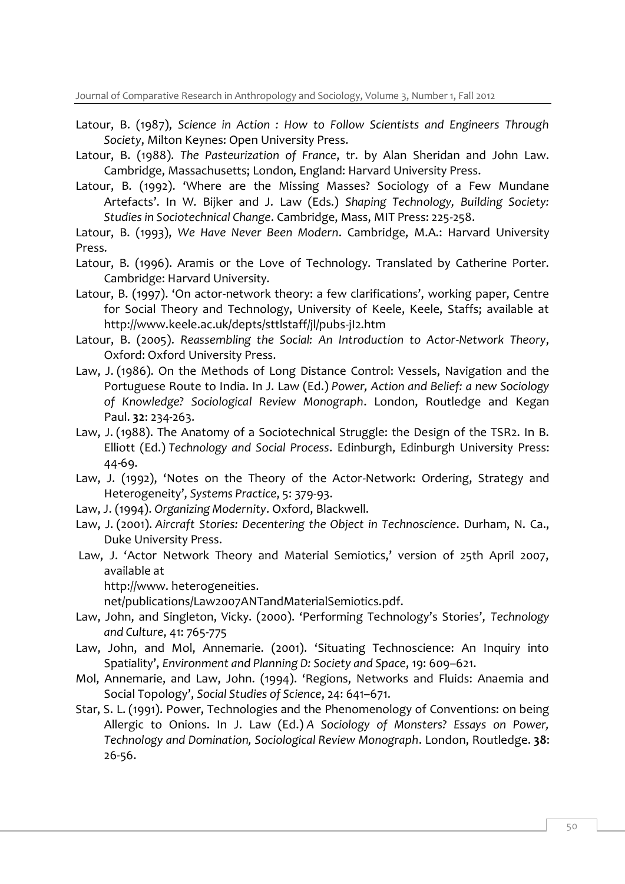Latour, B. (1987), *Science in Action : How to Follow Scientists and Engineers Through Society*, Milton Keynes: Open University Press.

Latour, B. (1988). *The Pasteurization of France*, tr. by Alan Sheridan and John Law. Cambridge, Massachusetts; London, England: Harvard University Press.

Latour, B. (1992). 'Where are the Missing Masses? Sociology of a Few Mundane Artefacts'. In W. Bijker and J. Law (Eds.) *Shaping Technology, Building Society: Studies in Sociotechnical Change*. Cambridge, Mass, MIT Press: 225-258.

Latour, B. (1993), *We Have Never Been Modern*. Cambridge, M.A.: Harvard University Press.

Latour, B. (1996). Aramis or the Love of Technology. Translated by Catherine Porter. Cambridge: Harvard University.

Latour, B. (1997). 'On actor-network theory: a few clarifications', working paper, Centre for Social Theory and Technology, University of Keele, Keele, Staffs; available at http://www.keele.ac.uk/depts/sttlstaff/jl/pubs-jl2.htm

Latour, B. (2005). *Reassembling the Social: An Introduction to Actor-Network Theory*, Oxford: Oxford University Press.

Law, J. (1986). On the Methods of Long Distance Control: Vessels, Navigation and the Portuguese Route to India. In J. Law (Ed.) *Power, Action and Belief: a new Sociology of Knowledge? Sociological Review Monograph*. London, Routledge and Kegan Paul. **32**: 234-263.

Law, J. (1988). The Anatomy of a Sociotechnical Struggle: the Design of the TSR2. In B. Elliott (Ed.) *Technology and Social Process*. Edinburgh, Edinburgh University Press: 44-69.

Law, J. (1992), 'Notes on the Theory of the Actor-Network: Ordering, Strategy and Heterogeneity', *Systems Practice*, 5: 379-93.

Law, J. (1994). *Organizing Modernity*. Oxford, Blackwell.

Law, J. (2001). *Aircraft Stories: Decentering the Object in Technoscience*. Durham, N. Ca., Duke University Press.

Law, J. 'Actor Network Theory and Material Semiotics,' version of 25th April 2007, available at http://www. heterogeneities. net/publications/Law2007ANTandMaterialSemiotics.pdf.

Law, John, and Singleton, Vicky. (2000). 'Performing Technology's Stories', *Technology and Culture*, 41: 765-775

Law, John, and Mol, Annemarie. (2001). 'Situating Technoscience: An Inquiry into Spatiality', *Environment and Planning D: Society and Space*, 19: 609–621.

Mol, Annemarie, and Law, John. (1994). 'Regions, Networks and Fluids: Anaemia and Social Topology', *Social Studies of Science*, 24: 641–671.

Star, S. L. (1991). Power, Technologies and the Phenomenology of Conventions: on being Allergic to Onions. In J. Law (Ed.) *A Sociology of Monsters? Essays on Power, Technology and Domination, Sociological Review Monograph*. London, Routledge. **38**: 26-56.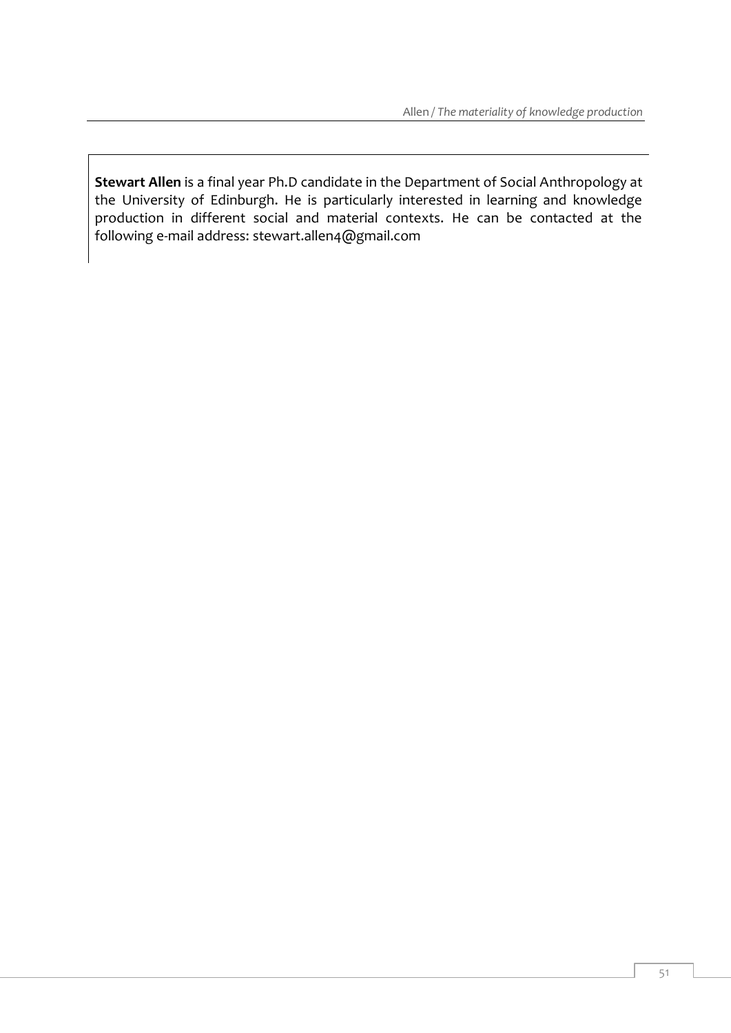**Stewart Allen** is a final year Ph.D candidate in the Department of Social Anthropology at the University of Edinburgh. He is particularly interested in learning and knowledge production in different social and material contexts. He can be contacted at the following e-mail address: stewart.allen4@gmail.com